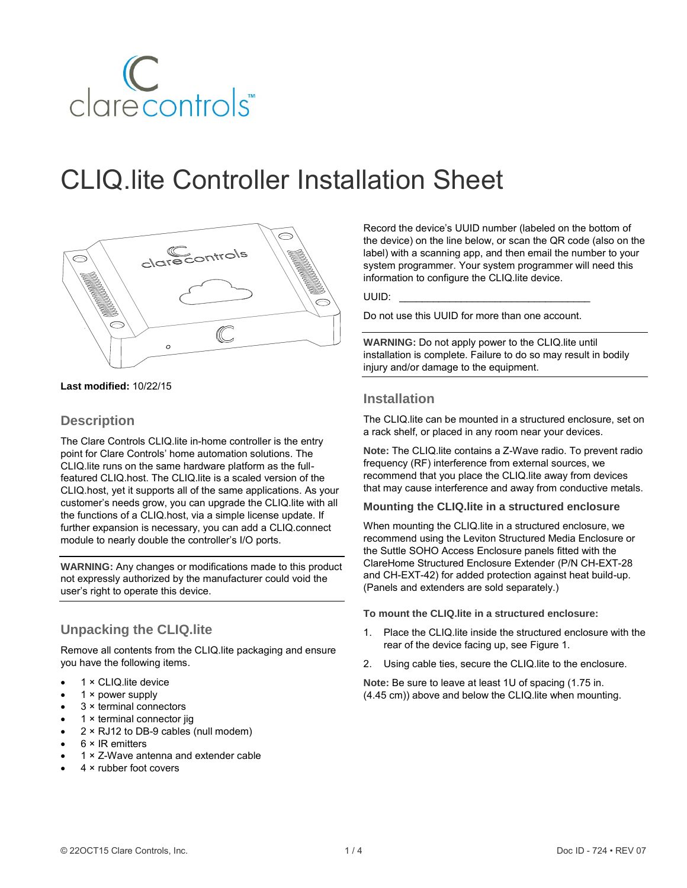# CLIQ.lite Controller Installation Sheet

**Last modified:** 10/22/15

## Description

The Clare Controls CLIQ.lite in-home controller is the entry point for Clare Controls' home automation solutions. The CLIQ.lite runs on the same hardware platform as the full-featured CLIQ.host. The CLIQ.lite is a scaled version of the CLIQ.host, yet it supports all of the same applications. As your customer's needs grow, you can upgrade the CLIQ.lite with all the functions of a CLIQ.host, via a simple license update. If further expansion is necessary, you can add a CLIQ.connect module to nearly double the controller's I/O ports.

**WARNING:** Any changes or modifications made to this product not expressly authorized by the manufacturer could void the user's right to operate this device.

## Unpacking the CLIQ.lite

Remove all contents from the CLIQ.lite packaging and ensure you have the following items.

- 1 × CLIQ.lite device
- 1 × power supply
- 3 × terminal connectors
- 1 × terminal connector jig
- 2 × RJ12 to DB-9 cables (null modem)
- 6 × IR emitters
- 1 × Z-Wave antenna and extender cable
- 4 × rubber foot covers

Record the device's UUID number (labeled on the bottom of the device) on the line below, or scan the QR code (also on the label) with a scanning app, and then email the number to your system programmer. Your system programmer will need this information to configure the CLIQ.lite device.

UUID: ___________________________________

Do not use this UUID for more than one account.

**WARNING:** Do not apply power to the CLIQ.lite until installation is complete. Failure to do so may result in bodily injury and/or damage to the equipment.

## Installation

The CLIQ.lite can be mounted in a structured enclosure, set on a rack shelf, or placed in any room near your devices.

**Note:** The CLIQ.lite contains a Z-Wave radio. To prevent radio frequency (RF) interference from external sources, we recommend that you place the CLIQ.lite away from devices that may cause interference and away from conductive metals.

### Mounting the CLIQ.lite in a structured enclosure

When mounting the CLIQ.lite in a structured enclosure, we recommend using the Leviton Structured Media Enclosure or the Suttle SOHO Access Enclosure panels fitted with the ClareHome Structured Enclosure Extender (P/N CH-EXT-28 and CH-EXT-42) for added protection against heat build-up. (Panels and extenders are sold separately.)

**To mount the CLIQ.lite in a structured enclosure:**

1. Place the CLIQ.lite inside the structured enclosure with the rear of the device facing up, see Figure 1.
2. Using cable ties, secure the CLIQ.lite to the enclosure.

**Note:** Be sure to leave at least 1U of spacing (1.75 in. (4.45 cm)) above and below the CLIQ.lite when mounting.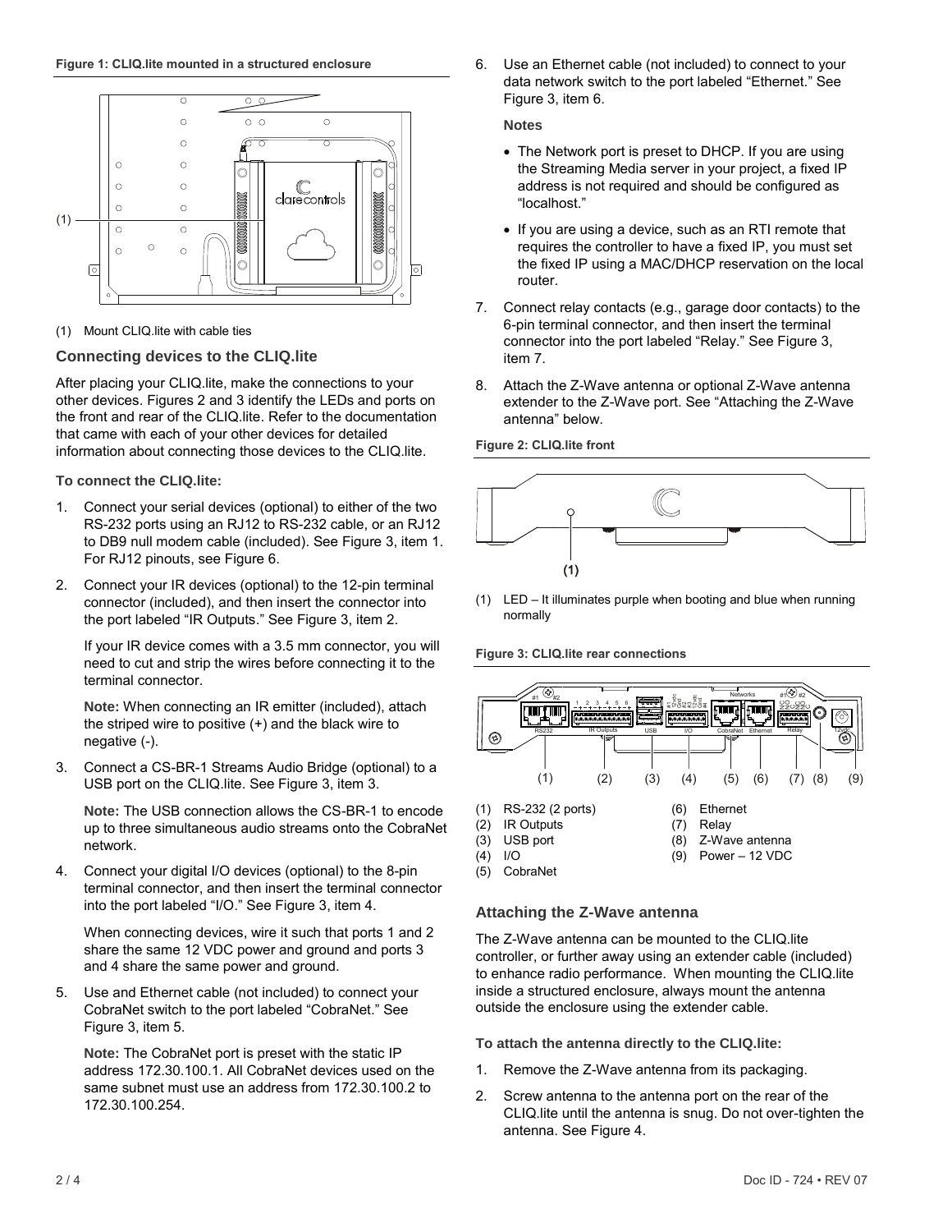**Figure 1: CLIQ.lite mounted in a structured enclosure**

(1) Mount CLIQ.lite with cable ties

## Connecting devices to the CLIQ.lite

After placing your CLIQ.lite, make the connections to your other devices. Figures 2 and 3 identify the LEDs and ports on the front and rear of the CLIQ.lite. Refer to the documentation that came with each of your other devices for detailed information about connecting those devices to the CLIQ.lite.

**To connect the CLIQ.lite:**

1. Connect your serial devices (optional) to either of the two RS-232 ports using an RJ12 to RS-232 cable, or an RJ12 to DB9 null modem cable (included). See Figure 3, item 1. For RJ12 pinouts, see Figure 6.

2. Connect your IR devices (optional) to the 12-pin terminal connector (included), and then insert the connector into the port labeled “IR Outputs.” See Figure 3, item 2.

   If your IR device comes with a 3.5 mm connector, you will need to cut and strip the wires before connecting it to the terminal connector.

   **Note:** When connecting an IR emitter (included), attach the striped wire to positive (+) and the black wire to negative (-).

3. Connect a CS-BR-1 Streams Audio Bridge (optional) to a USB port on the CLIQ.lite. See Figure 3, item 3.

   **Note:** The USB connection allows the CS-BR-1 to encode up to three simultaneous audio streams onto the CobraNet network.

4. Connect your digital I/O devices (optional) to the 8-pin terminal connector, and then insert the terminal connector into the port labeled “I/O.” See Figure 3, item 4.

   When connecting devices, wire it such that ports 1 and 2 share the same 12 VDC power and ground and ports 3 and 4 share the same power and ground.

5. Use and Ethernet cable (not included) to connect your CobraNet switch to the port labeled “CobraNet.” See Figure 3, item 5.

   **Note:** The CobraNet port is preset with the static IP address 172.30.100.1. All CobraNet devices used on the same subnet must use an address from 172.30.100.2 to 172.30.100.254.

6. Use an Ethernet cable (not included) to connect to your data network switch to the port labeled “Ethernet.” See Figure 3, item 6.

   **Notes**

   - The Network port is preset to DHCP. If you are using the Streaming Media server in your project, a fixed IP address is not required and should be configured as “localhost.”
   - If you are using a device, such as an RTI remote that requires the controller to have a fixed IP, you must set the fixed IP using a MAC/DHCP reservation on the local router.

7. Connect relay contacts (e.g., garage door contacts) to the 6-pin terminal connector, and then insert the terminal connector into the port labeled “Relay.” See Figure 3, item 7.

8. Attach the Z-Wave antenna or optional Z-Wave antenna extender to the Z-Wave port. See “Attaching the Z-Wave antenna” below.

**Figure 2: CLIQ.lite front**

(1) LED – It illuminates purple when booting and blue when running normally

**Figure 3: CLIQ.lite rear connections**

(1) RS-232 (2 ports)
(2) IR Outputs
(3) USB port
(4) I/O
(5) CobraNet
(6) Ethernet
(7) Relay
(8) Z-Wave antenna
(9) Power – 12 VDC

## Attaching the Z-Wave antenna

The Z-Wave antenna can be mounted to the CLIQ.lite controller, or further away using an extender cable (included) to enhance radio performance. When mounting the CLIQ.lite inside a structured enclosure, always mount the antenna outside the enclosure using the extender cable.

**To attach the antenna directly to the CLIQ.lite:**

1. Remove the Z-Wave antenna from its packaging.
2. Screw antenna to the antenna port on the rear of the CLIQ.lite until the antenna is snug. Do not over-tighten the antenna. See Figure 4.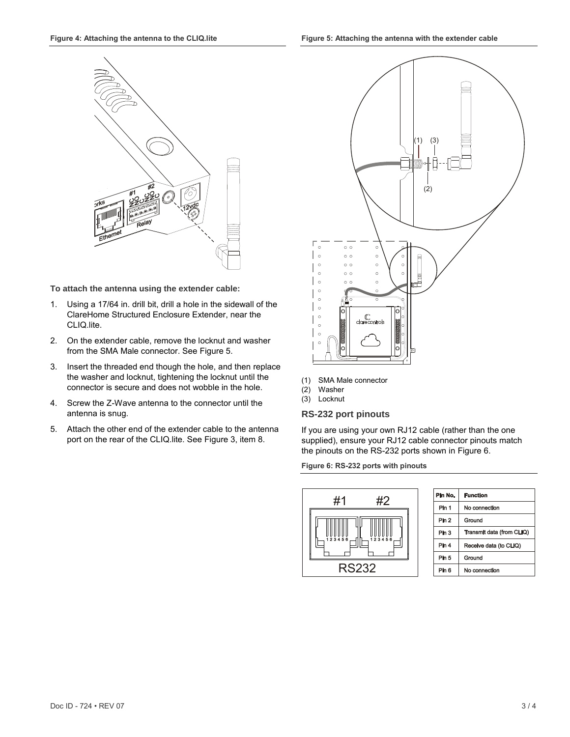**Figure 4: Attaching the antenna to the CLIQ.lite**

**To attach the antenna using the extender cable:**

1. Using a 17/64 in. drill bit, drill a hole in the sidewall of the ClareHome Structured Enclosure Extender, near the CLIQ.lite.
2. On the extender cable, remove the locknut and washer from the SMA Male connector. See Figure 5.
3. Insert the threaded end though the hole, and then replace the washer and locknut, tightening the locknut until the connector is secure and does not wobble in the hole.
4. Screw the Z-Wave antenna to the connector until the antenna is snug.
5. Attach the other end of the extender cable to the antenna port on the rear of the CLIQ.lite. See Figure 3, item 8.

**Figure 5: Attaching the antenna with the extender cable**

(1) SMA Male connector
(2) Washer
(3) Locknut

## RS-232 port pinouts

If you are using your own RJ12 cable (rather than the one supplied), ensure your RJ12 cable connector pinouts match the pinouts on the RS-232 ports shown in Figure 6.

**Figure 6: RS-232 ports with pinouts**

| Pin No. | Function |
| --- | --- |
| Pin 1 | No connection |
| Pin 2 | Ground |
| Pin 3 | Transmit data (from CLIQ) |
| Pin 4 | Receive data (to CLIQ) |
| Pin 5 | Ground |
| Pin 6 | No connection |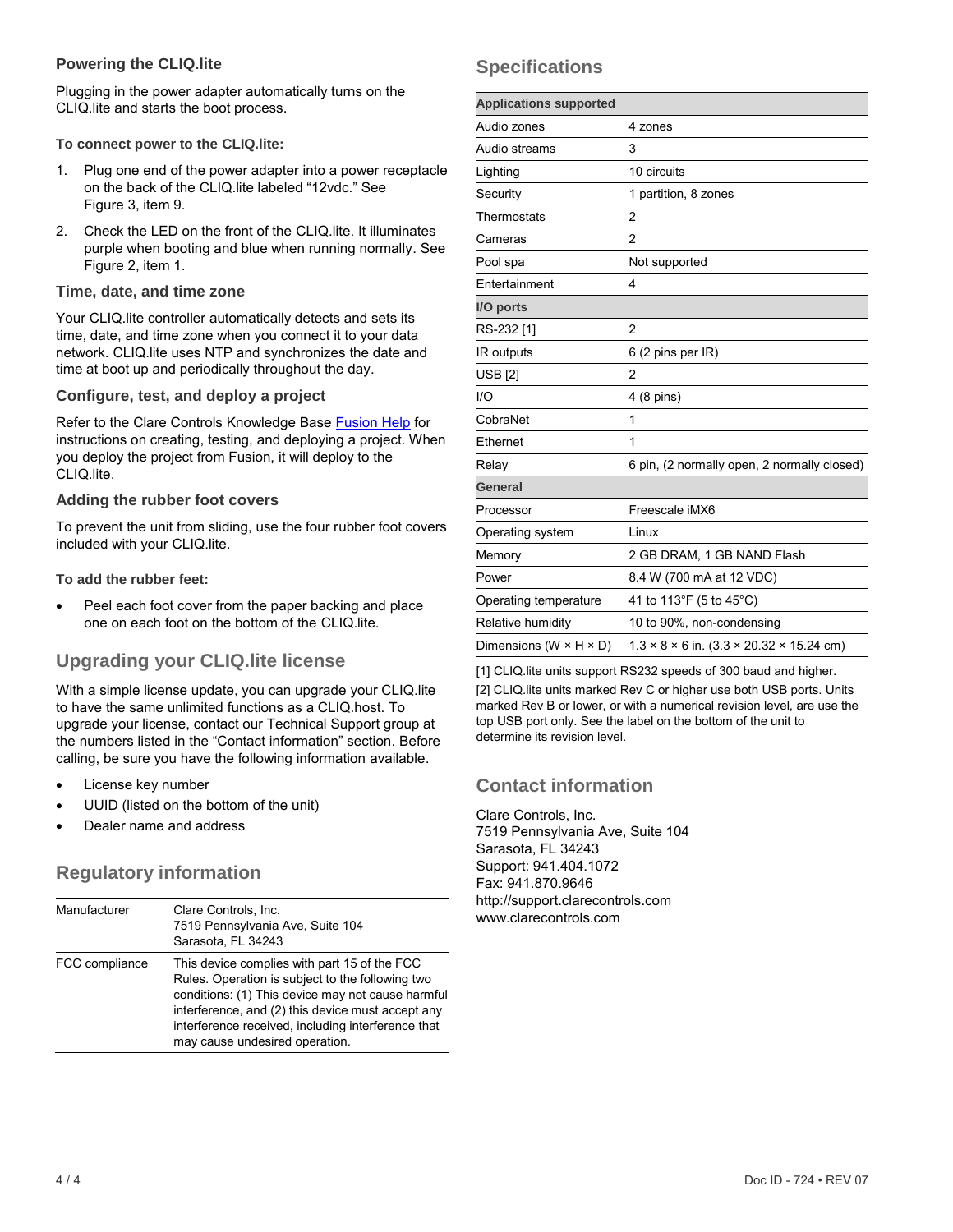### Powering the CLIQ.lite

Plugging in the power adapter automatically turns on the CLIQ.lite and starts the boot process.

**To connect power to the CLIQ.lite:**

1. Plug one end of the power adapter into a power receptacle on the back of the CLIQ.lite labeled “12vdc.” See Figure 3, item 9.
2. Check the LED on the front of the CLIQ.lite. It illuminates purple when booting and blue when running normally. See Figure 2, item 1.

### Time, date, and time zone

Your CLIQ.lite controller automatically detects and sets its time, date, and time zone when you connect it to your data network. CLIQ.lite uses NTP and synchronizes the date and time at boot up and periodically throughout the day.

### Configure, test, and deploy a project

Refer to the Clare Controls Knowledge Base Fusion Help for instructions on creating, testing, and deploying a project. When you deploy the project from Fusion, it will deploy to the CLIQ.lite.

### Adding the rubber foot covers

To prevent the unit from sliding, use the four rubber foot covers included with your CLIQ.lite.

**To add the rubber feet:**

- Peel each foot cover from the paper backing and place one on each foot on the bottom of the CLIQ.lite.

## Upgrading your CLIQ.lite license

With a simple license update, you can upgrade your CLIQ.lite to have the same unlimited functions as a CLIQ.host. To upgrade your license, contact our Technical Support group at the numbers listed in the “Contact information” section. Before calling, be sure you have the following information available.

- License key number
- UUID (listed on the bottom of the unit)
- Dealer name and address

## Regulatory information

| | |
|---|---|
| Manufacturer | Clare Controls, Inc.<br>7519 Pennsylvania Ave, Suite 104<br>Sarasota, FL 34243 |
| FCC compliance | This device complies with part 15 of the FCC Rules. Operation is subject to the following two conditions: (1) This device may not cause harmful interference, and (2) this device must accept any interference received, including interference that may cause undesired operation. |

## Specifications

| | |
|---|---|
| **Applications supported** | |
| Audio zones | 4 zones |
| Audio streams | 3 |
| Lighting | 10 circuits |
| Security | 1 partition, 8 zones |
| Thermostats | 2 |
| Cameras | 2 |
| Pool spa | Not supported |
| Entertainment | 4 |
| **I/O ports** | |
| RS-232 [1] | 2 |
| IR outputs | 6 (2 pins per IR) |
| USB [2] | 2 |
| I/O | 4 (8 pins) |
| CobraNet | 1 |
| Ethernet | 1 |
| Relay | 6 pin, (2 normally open, 2 normally closed) |
| **General** | |
| Processor | Freescale iMX6 |
| Operating system | Linux |
| Memory | 2 GB DRAM, 1 GB NAND Flash |
| Power | 8.4 W (700 mA at 12 VDC) |
| Operating temperature | 41 to 113°F (5 to 45°C) |
| Relative humidity | 10 to 90%, non-condensing |
| Dimensions (W × H × D) | 1.3 × 8 × 6 in. (3.3 × 20.32 × 15.24 cm) |

[1] CLIQ.lite units support RS232 speeds of 300 baud and higher.

[2] CLIQ.lite units marked Rev C or higher use both USB ports. Units marked Rev B or lower, or with a numerical revision level, are use the top USB port only. See the label on the bottom of the unit to determine its revision level.

## Contact information

Clare Controls, Inc.
7519 Pennsylvania Ave, Suite 104
Sarasota, FL 34243
Support: 941.404.1072
Fax: 941.870.9646
http://support.clarecontrols.com
www.clarecontrols.com